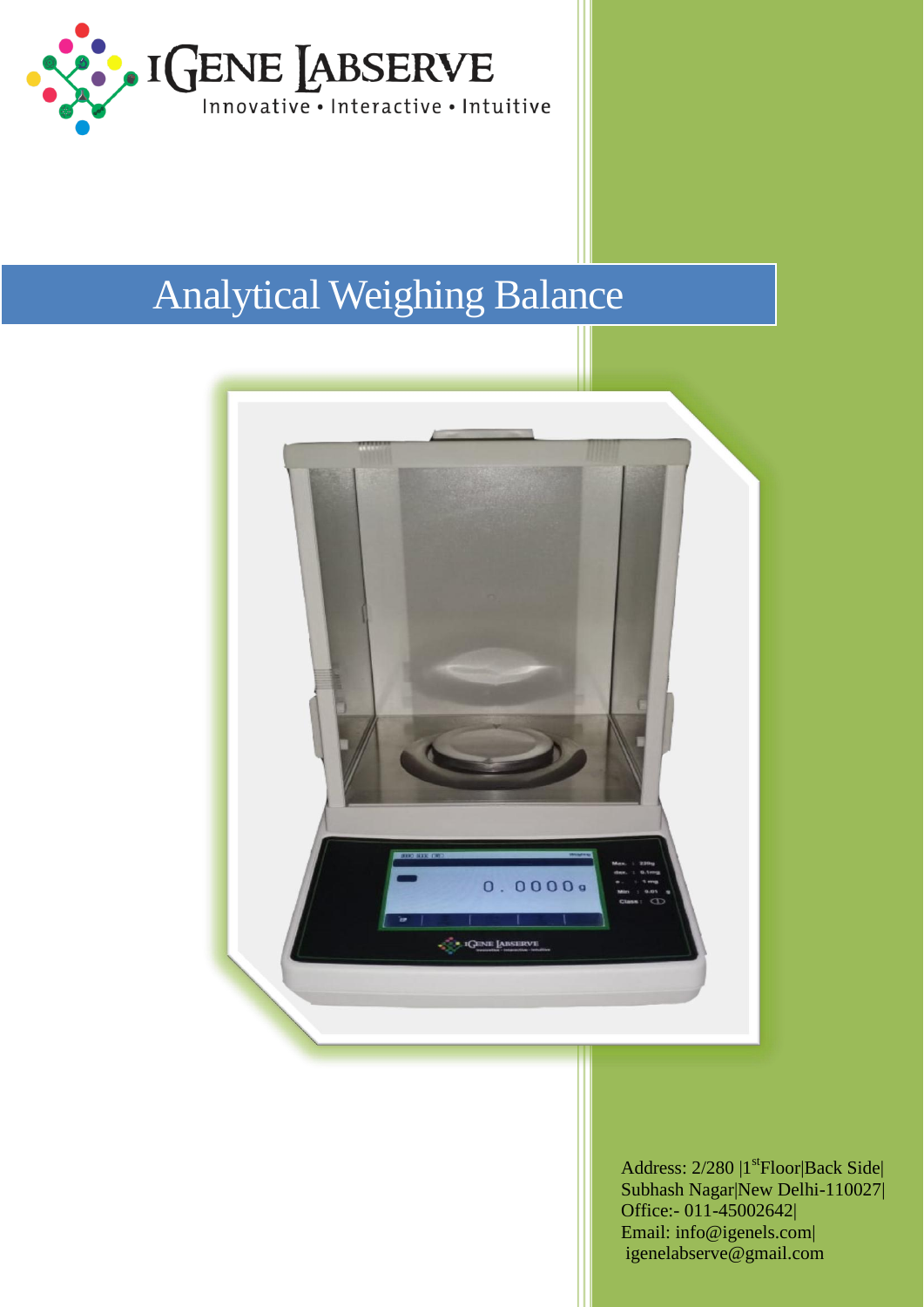IGENE LABSERVE

Innovative • Interactive • Intuitive

# Analytical Weighing Balance

Address: 2/280 |1st Floor|Back Side|
Subhash Nagar|New Delhi-110027|
Office:- 011-45002642|
Email: info@igenels.com|
igenelabserve@gmail.com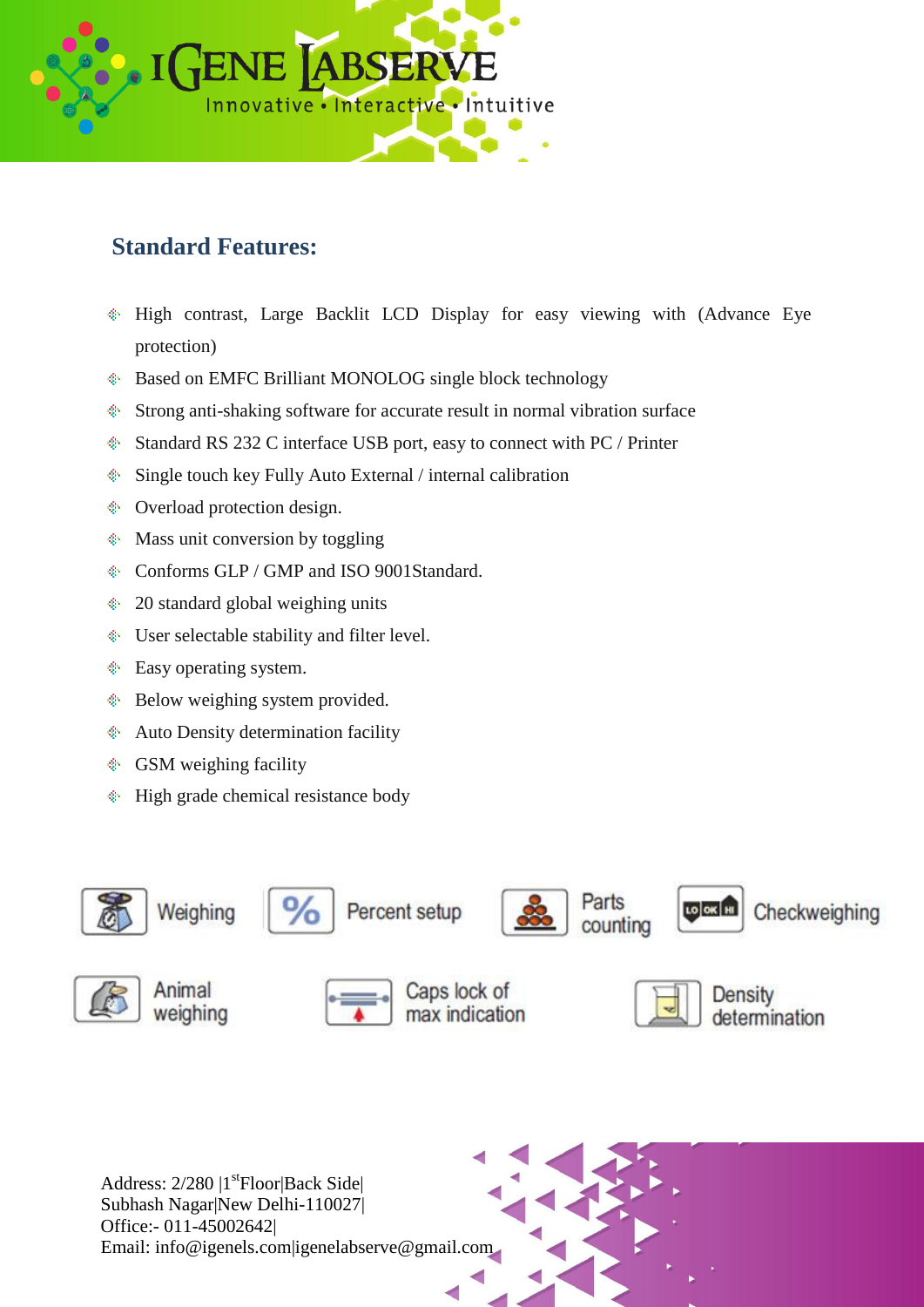## Standard Features:

- High contrast, Large Backlit LCD Display for easy viewing with (Advance Eye protection)
- Based on EMFC Brilliant MONOLOG single block technology
- Strong anti-shaking software for accurate result in normal vibration surface
- Standard RS 232 C interface USB port, easy to connect with PC / Printer
- Single touch key Fully Auto External / internal calibration
- Overload protection design.
- Mass unit conversion by toggling
- Conforms GLP / GMP and ISO 9001Standard.
- 20 standard global weighing units
- User selectable stability and filter level.
- Easy operating system.
- Below weighing system provided.
- Auto Density determination facility
- GSM weighing facility
- High grade chemical resistance body

Weighing | Percent setup | Parts counting | Checkweighing

Animal weighing | Caps lock of max indication | Density determination

Address: 2/280 |1st Floor|Back Side|
Subhash Nagar|New Delhi-110027|
Office:- 011-45002642|
Email: info@igenels.com|igenelabserve@gmail.com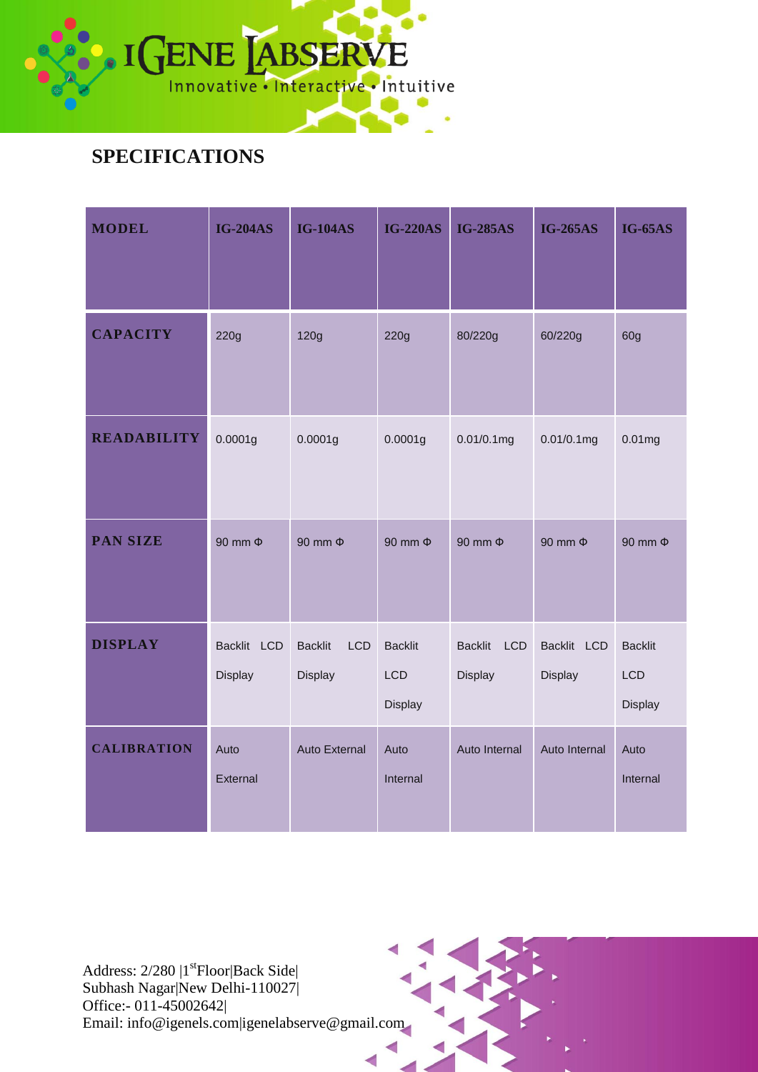## SPECIFICATIONS

| MODEL | IG-204AS | IG-104AS | IG-220AS | IG-285AS | IG-265AS | IG-65AS |
|---|---|---|---|---|---|---|
| CAPACITY | 220g | 120g | 220g | 80/220g | 60/220g | 60g |
| READABILITY | 0.0001g | 0.0001g | 0.0001g | 0.01/0.1mg | 0.01/0.1mg | 0.01mg |
| PAN SIZE | 90 mm Φ | 90 mm Φ | 90 mm Φ | 90 mm Φ | 90 mm Φ | 90 mm Φ |
| DISPLAY | Backlit LCD Display | Backlit LCD Display | Backlit LCD Display | Backlit LCD Display | Backlit LCD Display | Backlit LCD Display |
| CALIBRATION | Auto External | Auto External | Auto Internal | Auto Internal | Auto Internal | Auto Internal |

Address: 2/280 |1st Floor|Back Side|
Subhash Nagar|New Delhi-110027|
Office:- 011-45002642|
Email: info@igenels.com|igenelabserve@gmail.com